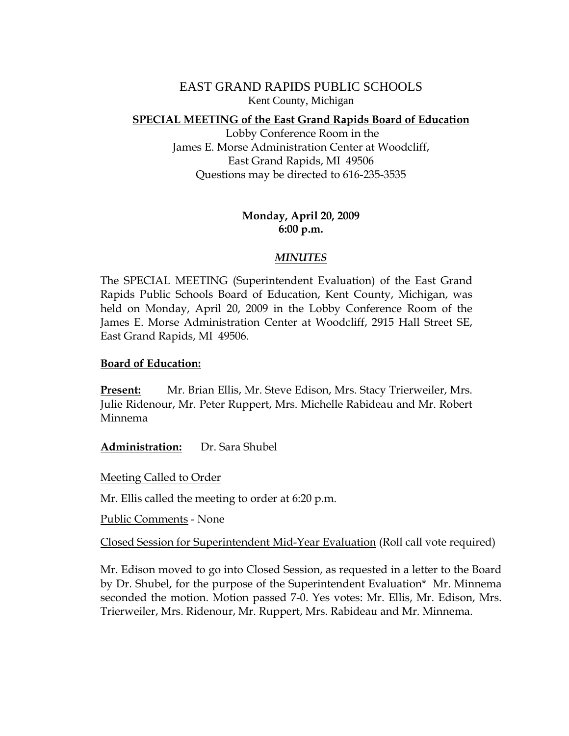# EAST GRAND RAPIDS PUBLIC SCHOOLS

Kent County, Michigan

**SPECIAL MEETING of the East Grand Rapids Board of Education**

Lobby Conference Room in the
James E. Morse Administration Center at Woodcliff,
East Grand Rapids, MI 49506
Questions may be directed to 616-235-3535

**Monday, April 20, 2009**
**6:00 p.m.**

***MINUTES***

The SPECIAL MEETING (Superintendent Evaluation) of the East Grand Rapids Public Schools Board of Education, Kent County, Michigan, was held on Monday, April 20, 2009 in the Lobby Conference Room of the James E. Morse Administration Center at Woodcliff, 2915 Hall Street SE, East Grand Rapids, MI 49506.

**Board of Education:**

**Present:** Mr. Brian Ellis, Mr. Steve Edison, Mrs. Stacy Trierweiler, Mrs. Julie Ridenour, Mr. Peter Ruppert, Mrs. Michelle Rabideau and Mr. Robert Minnema

**Administration:** Dr. Sara Shubel

Meeting Called to Order

Mr. Ellis called the meeting to order at 6:20 p.m.

Public Comments - None

Closed Session for Superintendent Mid-Year Evaluation (Roll call vote required)

Mr. Edison moved to go into Closed Session, as requested in a letter to the Board by Dr. Shubel, for the purpose of the Superintendent Evaluation* Mr. Minnema seconded the motion. Motion passed 7-0. Yes votes: Mr. Ellis, Mr. Edison, Mrs. Trierweiler, Mrs. Ridenour, Mr. Ruppert, Mrs. Rabideau and Mr. Minnema.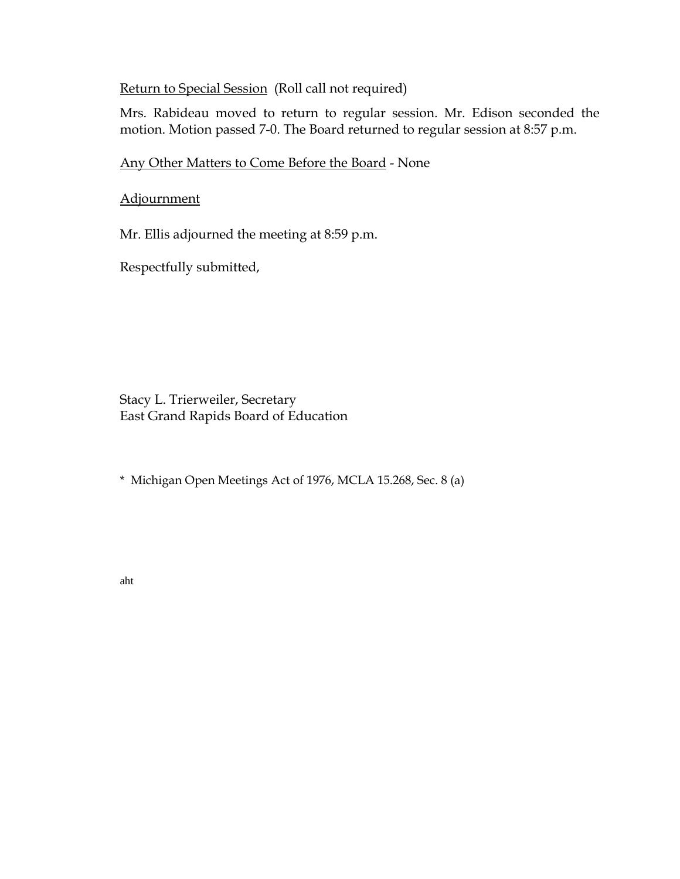Return to Special Session (Roll call not required)

Mrs. Rabideau moved to return to regular session. Mr. Edison seconded the motion. Motion passed 7-0. The Board returned to regular session at 8:57 p.m.

Any Other Matters to Come Before the Board - None

Adjournment

Mr. Ellis adjourned the meeting at 8:59 p.m.

Respectfully submitted,

Stacy L. Trierweiler, Secretary
East Grand Rapids Board of Education

* Michigan Open Meetings Act of 1976, MCLA 15.268, Sec. 8 (a)

aht